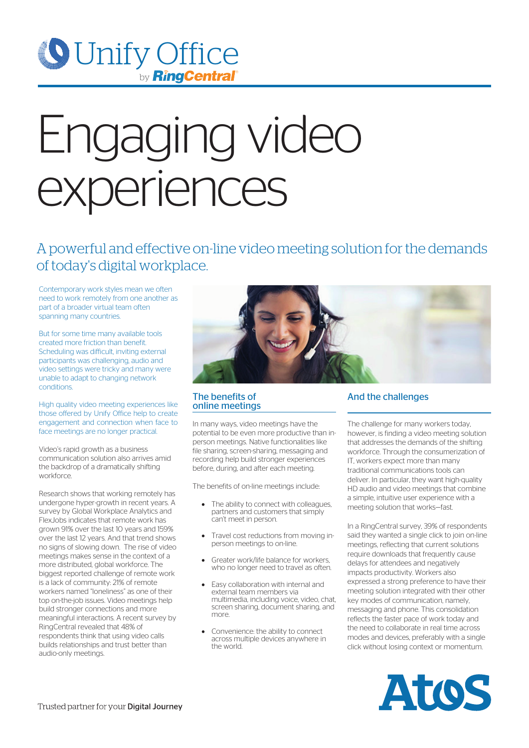Unify Office by RingCentral

# Engaging video experiences

## A powerful and effective on-line video meeting solution for the demands of today's digital workplace.

Contemporary work styles mean we often need to work remotely from one another as part of a broader virtual team often spanning many countries.

But for some time many available tools created more friction than benefit. Scheduling was difficult, inviting external participants was challenging, audio and video settings were tricky and many were unable to adapt to changing network conditions.

High quality video meeting experiences like those offered by Unify Office help to create engagement and connection when face to face meetings are no longer practical.

Video's rapid growth as a business communication solution also arrives amid the backdrop of a dramatically shifting workforce.

Research shows that working remotely has undergone hyper-growth in recent years. A survey by Global Workplace Analytics and FlexJobs indicates that remote work has grown 91% over the last 10 years and 159% over the last 12 years. And that trend shows no signs of slowing down. The rise of video meetings makes sense in the context of a more distributed, global workforce. The biggest reported challenge of remote work is a lack of community: 21% of remote workers named "loneliness" as one of their top on-the-job issues. Video meetings help build stronger connections and more meaningful interactions. A recent survey by RingCentral revealed that 48% of respondents think that using video calls builds relationships and trust better than audio-only meetings.

### The benefits of online meetings

In many ways, video meetings have the potential to be even more productive than in-person meetings. Native functionalities like file sharing, screen-sharing, messaging and recording help build stronger experiences before, during, and after each meeting.

The benefits of on-line meetings include:

- The ability to connect with colleagues, partners and customers that simply can't meet in person.
- Travel cost reductions from moving in-person meetings to on-line.
- Greater work/life balance for workers, who no longer need to travel as often.
- Easy collaboration with internal and external team members via multimedia, including voice, video, chat, screen sharing, document sharing, and more.
- Convenience: the ability to connect across multiple devices anywhere in the world.

### And the challenges

The challenge for many workers today, however, is finding a video meeting solution that addresses the demands of the shifting workforce. Through the consumerization of IT, workers expect more than many traditional communications tools can deliver. In particular, they want high-quality HD audio and video meetings that combine a simple, intuitive user experience with a meeting solution that works—fast.

In a RingCentral survey, 39% of respondents said they wanted a single click to join on-line meetings, reflecting that current solutions require downloads that frequently cause delays for attendees and negatively impacts productivity. Workers also expressed a strong preference to have their meeting solution integrated with their other key modes of communication, namely, messaging and phone. This consolidation reflects the faster pace of work today and the need to collaborate in real time across modes and devices, preferably with a single click without losing context or momentum.

Trusted partner for your Digital Journey

Atos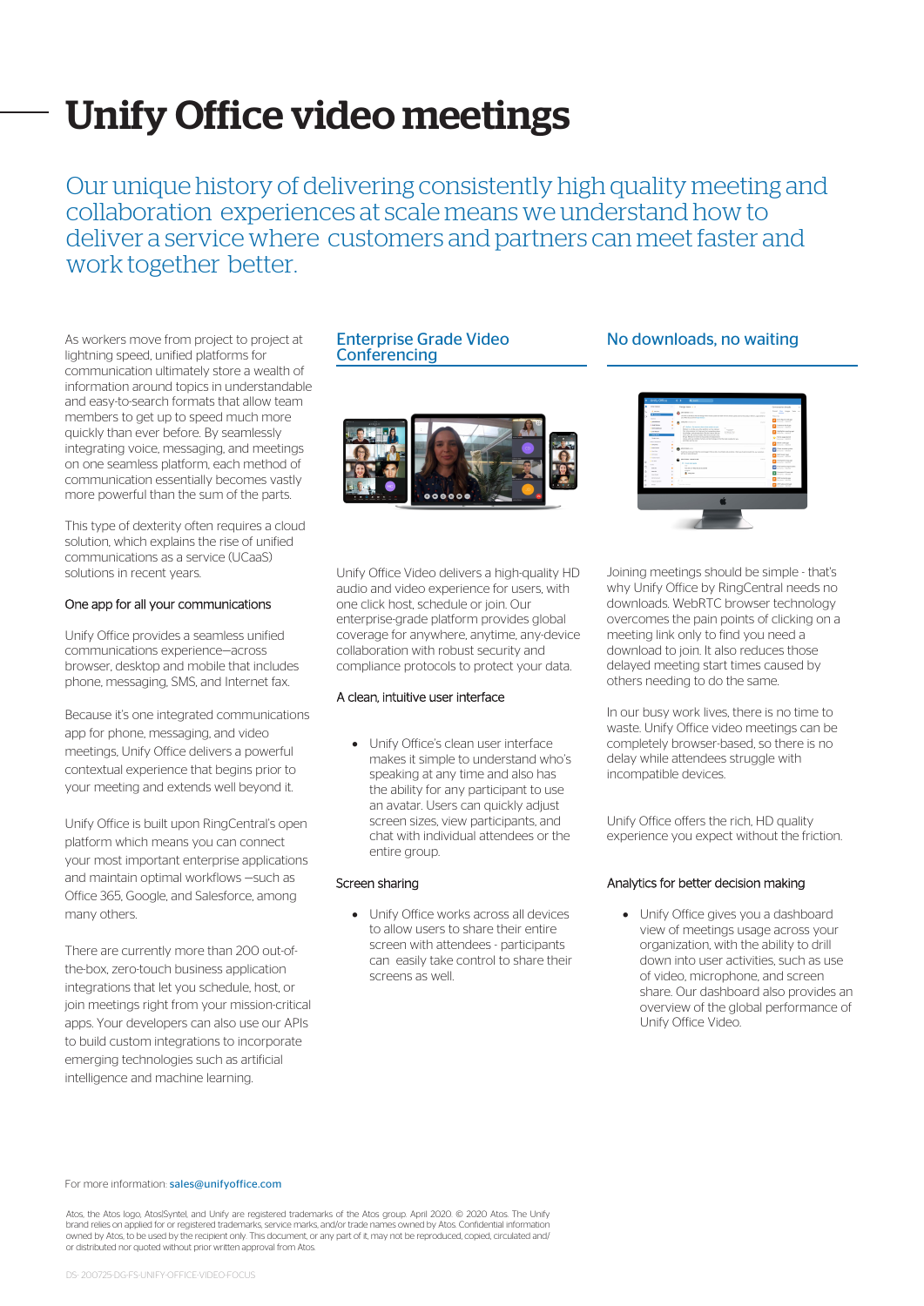# Unify Office video meetings

Our unique history of delivering consistently high quality meeting and collaboration experiences at scale means we understand how to deliver a service where customers and partners can meet faster and work together better.

As workers move from project to project at lightning speed, unified platforms for communication ultimately store a wealth of information around topics in understandable and easy-to-search formats that allow team members to get up to speed much more quickly than ever before. By seamlessly integrating voice, messaging, and meetings on one seamless platform, each method of communication essentially becomes vastly more powerful than the sum of the parts.

This type of dexterity often requires a cloud solution, which explains the rise of unified communications as a service (UCaaS) solutions in recent years.

### One app for all your communications

Unify Office provides a seamless unified communications experience—across browser, desktop and mobile that includes phone, messaging, SMS, and Internet fax.

Because it's one integrated communications app for phone, messaging, and video meetings, Unify Office delivers a powerful contextual experience that begins prior to your meeting and extends well beyond it.

Unify Office is built upon RingCentral's open platform which means you can connect your most important enterprise applications and maintain optimal workflows —such as Office 365, Google, and Salesforce, among many others.

There are currently more than 200 out-of-the-box, zero-touch business application integrations that let you schedule, host, or join meetings right from your mission-critical apps. Your developers can also use our APIs to build custom integrations to incorporate emerging technologies such as artificial intelligence and machine learning.

## Enterprise Grade Video Conferencing

Unify Office Video delivers a high-quality HD audio and video experience for users, with one click host, schedule or join. Our enterprise-grade platform provides global coverage for anywhere, anytime, any-device collaboration with robust security and compliance protocols to protect your data.

### A clean, intuitive user interface

- Unify Office's clean user interface makes it simple to understand who's speaking at any time and also has the ability for any participant to use an avatar. Users can quickly adjust screen sizes, view participants, and chat with individual attendees or the entire group.

### Screen sharing

- Unify Office works across all devices to allow users to share their entire screen with attendees - participants can easily take control to share their screens as well.

## No downloads, no waiting

Joining meetings should be simple - that's why Unify Office by RingCentral needs no downloads. WebRTC browser technology overcomes the pain points of clicking on a meeting link only to find you need a download to join. It also reduces those delayed meeting start times caused by others needing to do the same.

In our busy work lives, there is no time to waste. Unify Office video meetings can be completely browser-based, so there is no delay while attendees struggle with incompatible devices.

Unify Office offers the rich, HD quality experience you expect without the friction.

### Analytics for better decision making

- Unify Office gives you a dashboard view of meetings usage across your organization, with the ability to drill down into user activities, such as use of video, microphone, and screen share. Our dashboard also provides an overview of the global performance of Unify Office Video.

For more information: sales@unifyoffice.com

Atos, the Atos logo, Atos|Syntel, and Unify are registered trademarks of the Atos group. April 2020. © 2020 Atos. The Unify brand relies on applied for or registered trademarks, service marks, and/or trade names owned by Atos. Confidential information owned by Atos, to be used by the recipient only. This document, or any part of it, may not be reproduced, copied, circulated and/or distributed nor quoted without prior written approval from Atos.

DS- 200725-DG-FS-UNIFY-OFFICE-VIDEO-FOCUS